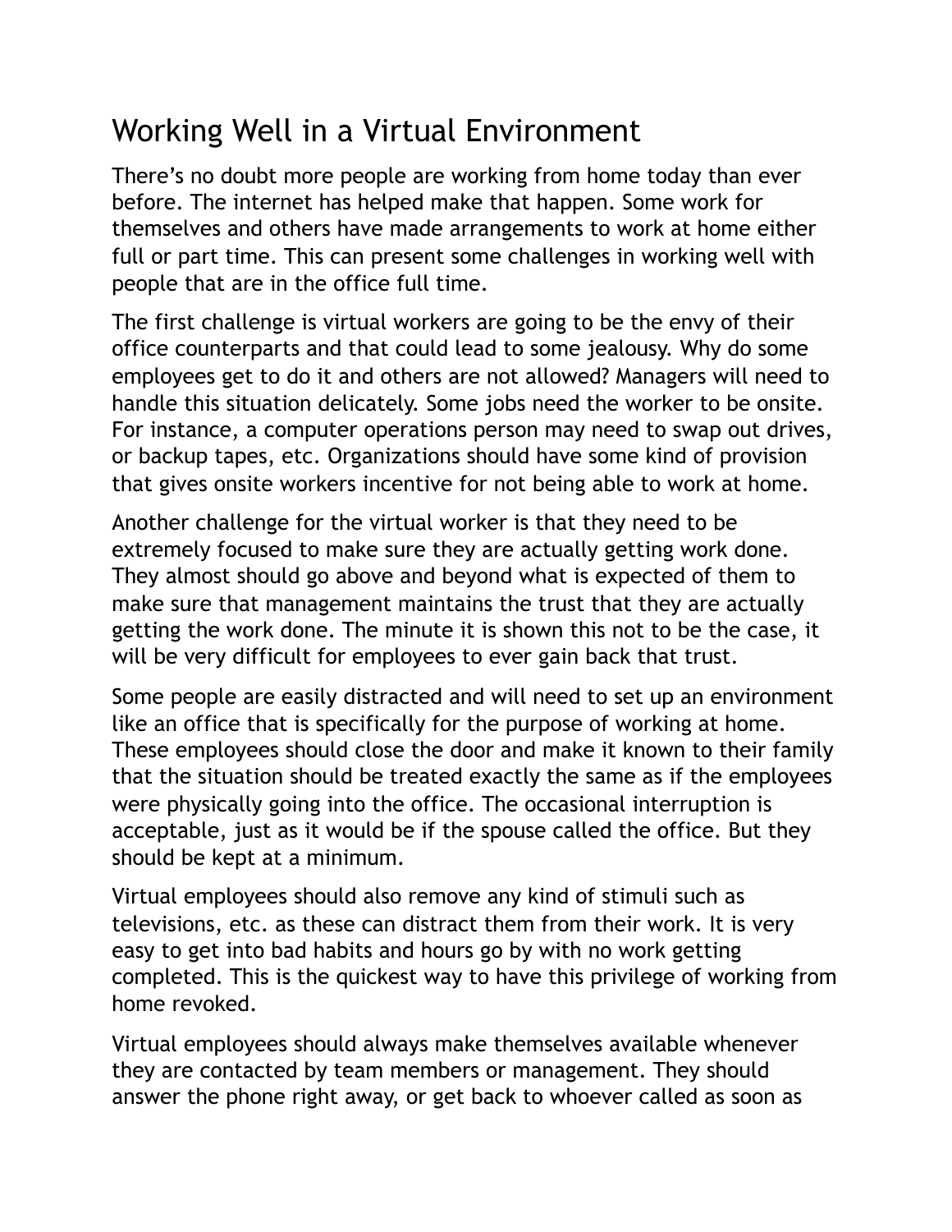# Working Well in a Virtual Environment

There's no doubt more people are working from home today than ever before. The internet has helped make that happen. Some work for themselves and others have made arrangements to work at home either full or part time. This can present some challenges in working well with people that are in the office full time.

The first challenge is virtual workers are going to be the envy of their office counterparts and that could lead to some jealousy. Why do some employees get to do it and others are not allowed? Managers will need to handle this situation delicately. Some jobs need the worker to be onsite. For instance, a computer operations person may need to swap out drives, or backup tapes, etc. Organizations should have some kind of provision that gives onsite workers incentive for not being able to work at home.

Another challenge for the virtual worker is that they need to be extremely focused to make sure they are actually getting work done. They almost should go above and beyond what is expected of them to make sure that management maintains the trust that they are actually getting the work done. The minute it is shown this not to be the case, it will be very difficult for employees to ever gain back that trust.

Some people are easily distracted and will need to set up an environment like an office that is specifically for the purpose of working at home. These employees should close the door and make it known to their family that the situation should be treated exactly the same as if the employees were physically going into the office. The occasional interruption is acceptable, just as it would be if the spouse called the office. But they should be kept at a minimum.

Virtual employees should also remove any kind of stimuli such as televisions, etc. as these can distract them from their work. It is very easy to get into bad habits and hours go by with no work getting completed. This is the quickest way to have this privilege of working from home revoked.

Virtual employees should always make themselves available whenever they are contacted by team members or management. They should answer the phone right away, or get back to whoever called as soon as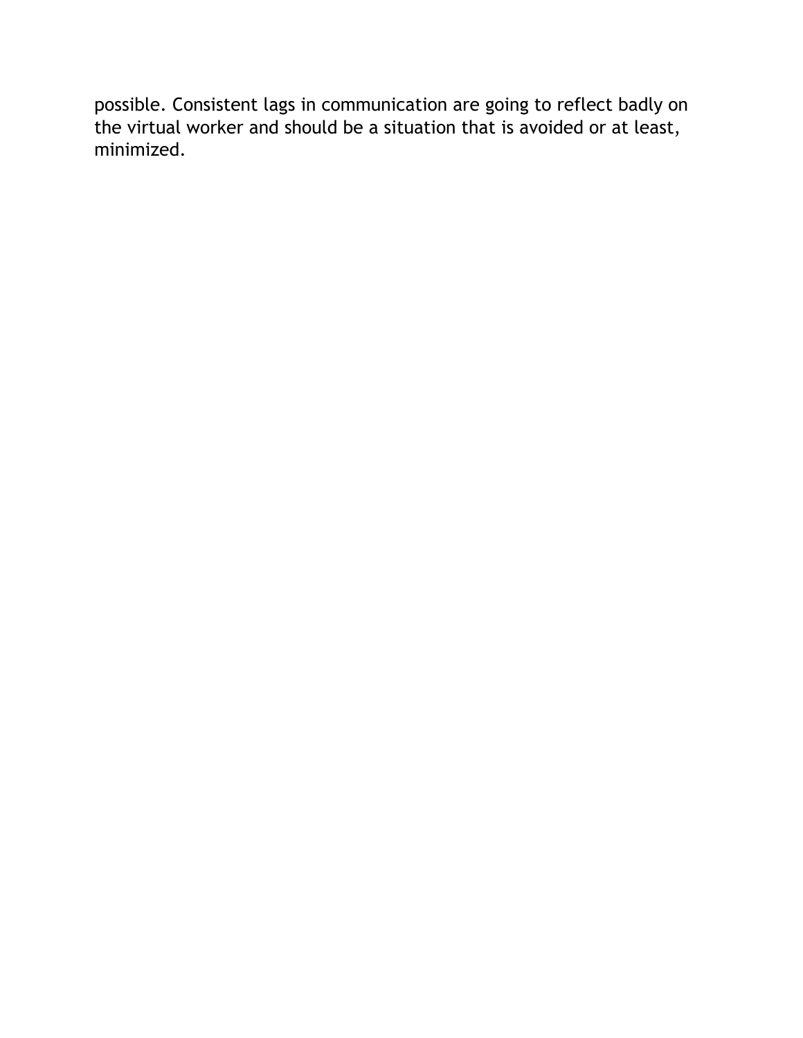possible. Consistent lags in communication are going to reflect badly on the virtual worker and should be a situation that is avoided or at least, minimized.